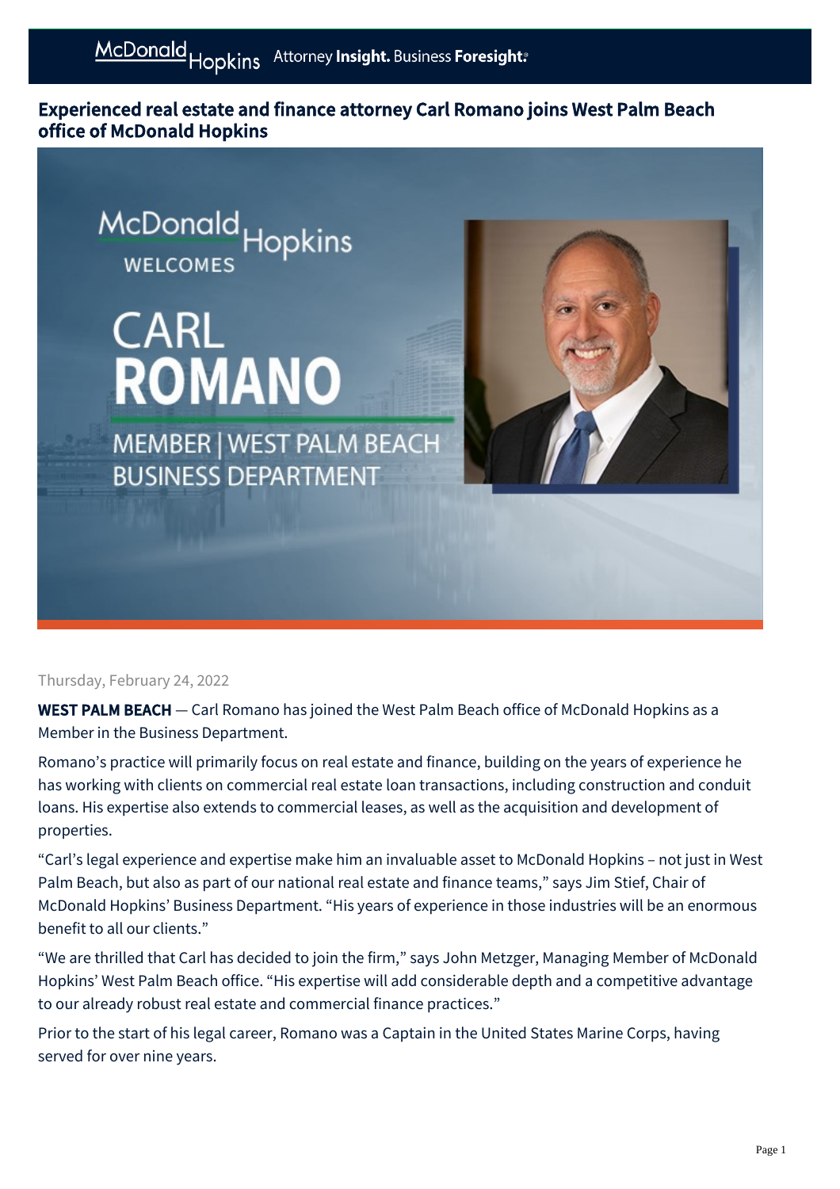# Experienced real estate and finance attorney Carl Romano joins West Palm Beach office of McDonald Hopkins

Thursday, February 24, 2022

**WEST PALM BEACH** — Carl Romano has joined the West Palm Beach office of McDonald Hopkins as a Member in the Business Department.

Romano's practice will primarily focus on real estate and finance, building on the years of experience he has working with clients on commercial real estate loan transactions, including construction and conduit loans. His expertise also extends to commercial leases, as well as the acquisition and development of properties.

"Carl's legal experience and expertise make him an invaluable asset to McDonald Hopkins – not just in West Palm Beach, but also as part of our national real estate and finance teams," says Jim Stief, Chair of McDonald Hopkins' Business Department. "His years of experience in those industries will be an enormous benefit to all our clients."

"We are thrilled that Carl has decided to join the firm," says John Metzger, Managing Member of McDonald Hopkins' West Palm Beach office. "His expertise will add considerable depth and a competitive advantage to our already robust real estate and commercial finance practices."

Prior to the start of his legal career, Romano was a Captain in the United States Marine Corps, having served for over nine years.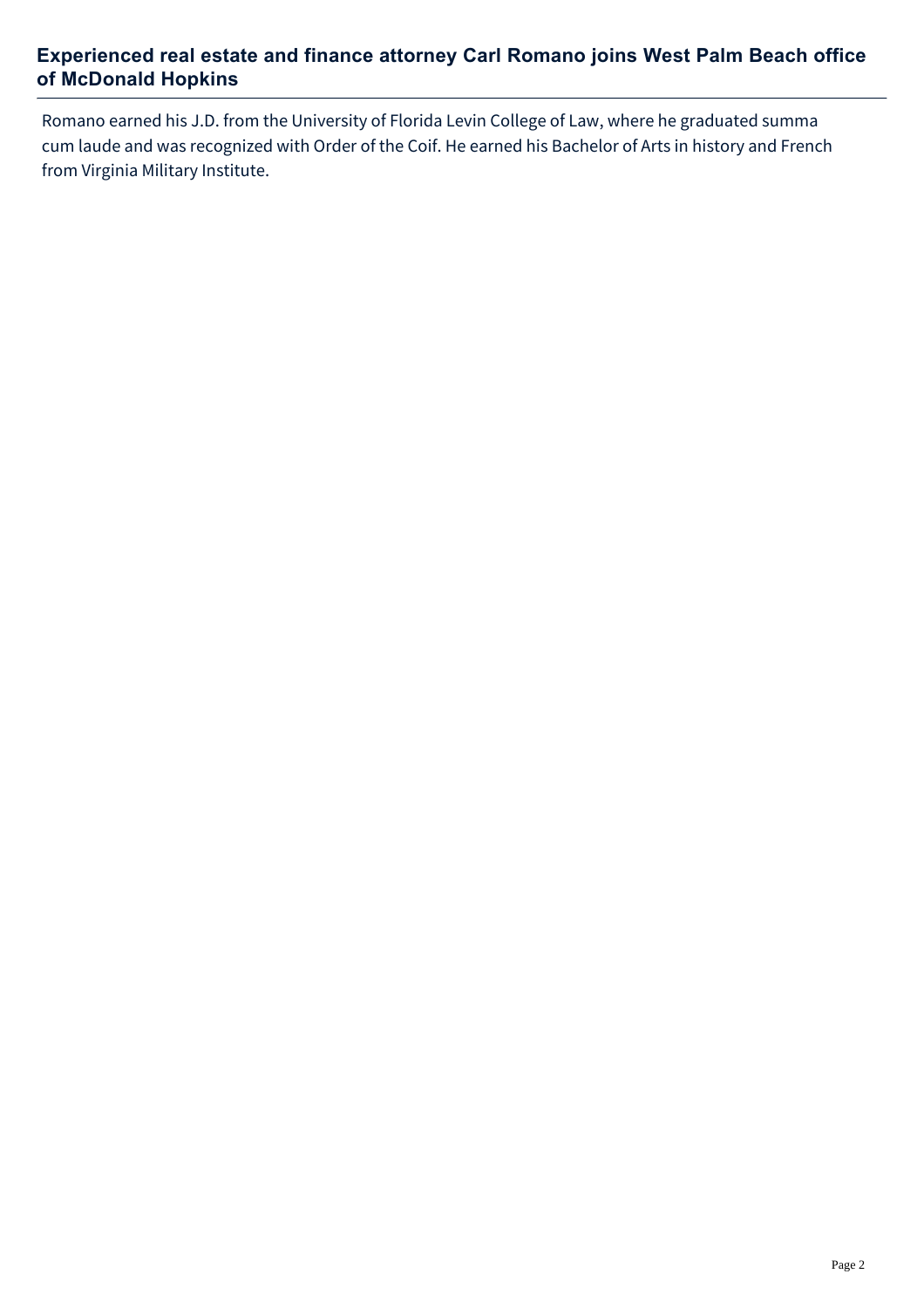Romano earned his J.D. from the University of Florida Levin College of Law, where he graduated summa cum laude and was recognized with Order of the Coif. He earned his Bachelor of Arts in history and French from Virginia Military Institute.